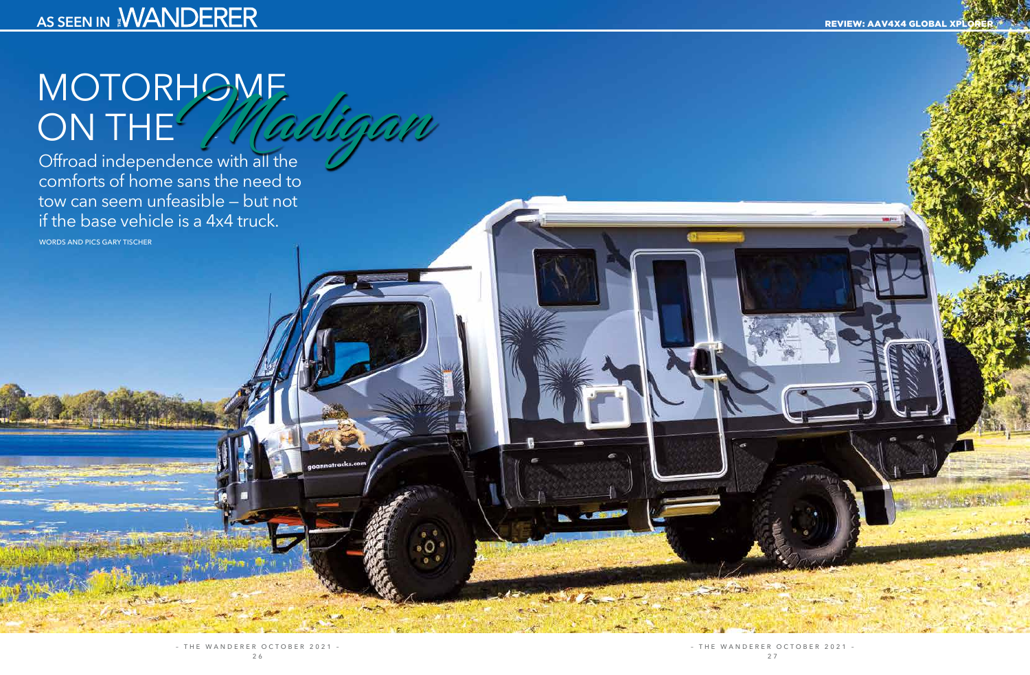# MOTORHOME ON THE *Madigan*

Offroad independence with all the comforts of home sans the need to tow can seem unfeasible — but not if the base vehicle is a 4x4 truck.

WORDS AND PICS GARY TISCHER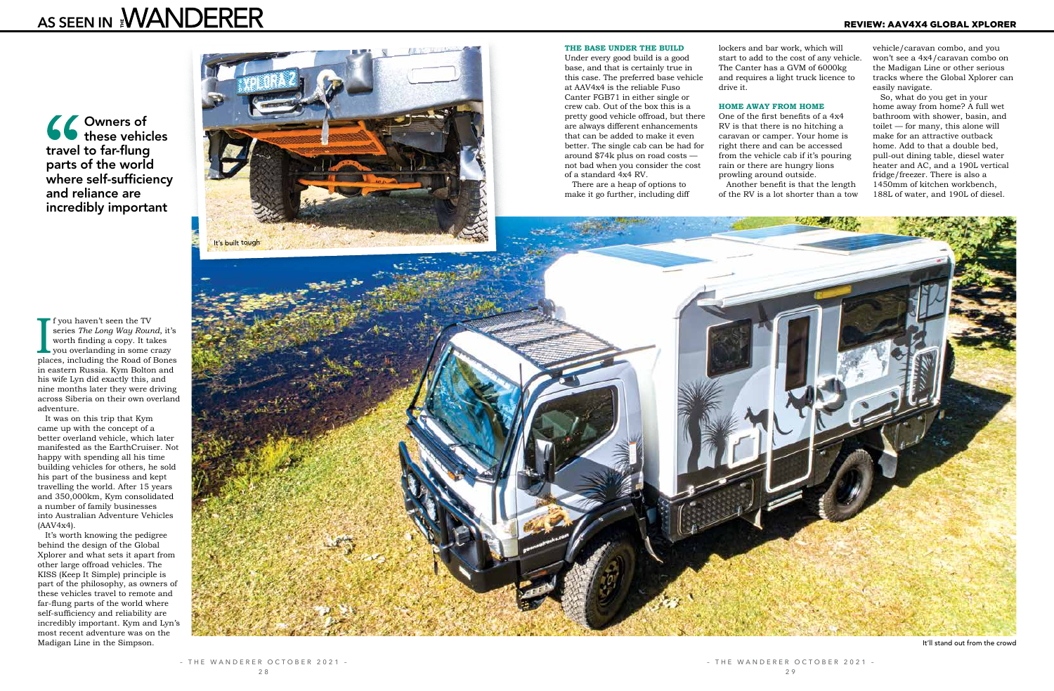> Owners of these vehicles travel to far-flung parts of the world where self-sufficiency and reliance are incredibly important

It's built tough

If you haven't seen the TV series *The Long Way Round*, it's worth finding a copy. It takes you overlanding in some crazy places, including the Road of Bones in eastern Russia. Kym Bolton and his wife Lyn did exactly this, and nine months later they were driving across Siberia on their own overland adventure.

It was on this trip that Kym came up with the concept of a better overland vehicle, which later manifested as the EarthCruiser. Not happy with spending all his time building vehicles for others, he sold his part of the business and kept travelling the world. After 15 years and 350,000km, Kym consolidated a number of family businesses into Australian Adventure Vehicles (AAV4x4).

It's worth knowing the pedigree behind the design of the Global Xplorer and what sets it apart from other large offroad vehicles. The KISS (Keep It Simple) principle is part of the philosophy, as owners of these vehicles travel to remote and far-flung parts of the world where self-sufficiency and reliability are incredibly important. Kym and Lyn's most recent adventure was on the Madigan Line in the Simpson.

### THE BASE UNDER THE BUILD

Under every good build is a good base, and that is certainly true in this case. The preferred base vehicle at AAV4x4 is the reliable Fuso Canter FGB71 in either single or crew cab. Out of the box this is a pretty good vehicle offroad, but there are always different enhancements that can be added to make it even better. The single cab can be had for around $74k plus on road costs — not bad when you consider the cost of a standard 4x4 RV.

There are a heap of options to make it go further, including diff lockers and bar work, which will start to add to the cost of any vehicle. The Canter has a GVM of 6000kg and requires a light truck licence to drive it.

### HOME AWAY FROM HOME

One of the first benefits of a 4x4 RV is that there is no hitching a caravan or camper. Your home is right there and can be accessed from the vehicle cab if it's pouring rain or there are hungry lions prowling around outside.

Another benefit is that the length of the RV is a lot shorter than a tow vehicle/caravan combo, and you won't see a 4x4/caravan combo on the Madigan Line or other serious tracks where the Global Xplorer can easily navigate.

So, what do you get in your home away from home? A full wet bathroom with shower, basin, and toilet — for many, this alone will make for an attractive outback home. Add to that a double bed, pull-out dining table, diesel water heater and AC, and a 190L vertical fridge/freezer. There is also a 1450mm of kitchen workbench, 188L of water, and 190L of diesel.

It'll stand out from the crowd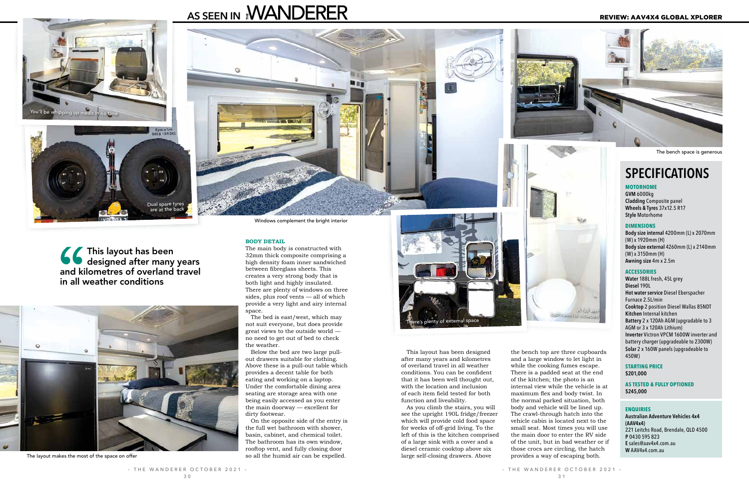You'll be whipping up meals in no time

Dual spare tyres are at the back

Windows complement the bright interior

The bench space is generous

> This layout has been designed after many years and kilometres of overland travel in all weather conditions

The layout makes the most of the space on offer

**BODY DETAIL**

The main body is constructed with 32mm thick composite comprising a high density foam inner sandwiched between fibreglass sheets. This creates a very strong body that is both light and highly insulated. There are plenty of windows on three sides, plus roof vents — all of which provide a very light and airy internal space.

The bed is east/west, which may not suit everyone, but does provide great views to the outside world — no need to get out of bed to check the weather.

Below the bed are two large pull-out drawers suitable for clothing. Above these is a pull-out table which provides a decent table for both eating and working on a laptop. Under the comfortable dining area seating are storage area with one being easily accessed as you enter the main doorway — excellent for dirty footwear.

On the opposite side of the entry is the full wet bathroom with shower, basin, cabinet, and chemical toilet. The bathroom has its own window, rooftop vent, and fully closing door so all the humid air can be expelled.

There's plenty of external space

A full wet bathroom is included

This layout has been designed after many years and kilometres of overland travel in all weather conditions. You can be confident that it has been well thought out, with the location and inclusion of each item field tested for both function and liveability.

As you climb the stairs, you will see the upright 190L fridge/freezer which will provide cold food space for weeks of off-grid living. To the left of this is the kitchen comprised of a large sink with a cover and a diesel ceramic cooktop above six large self-closing drawers. Above the bench top are three cupboards and a large window to let light in while the cooking fumes escape. There is a padded seat at the end of the kitchen; the photo is an internal view while the vehicle is at maximum flex and body twist. In the normal parked situation, both body and vehicle will be lined up. The crawl-through hatch into the vehicle cabin is located next to the small seat. Most times you will use the main door to enter the RV side of the unit, but in bad weather or if those crocs are circling, the hatch provides a way of escaping both.

## SPECIFICATIONS

**MOTORHOME**

**GVM** 6000kg
**Cladding** Composite panel
**Wheels & Tyres** 37x12.5 R17
**Style** Motorhome

**DIMENSIONS**

**Body size internal** 4200mm (L) x 2070mm (W) x 1920mm (H)
**Body size external** 4260mm (L) x 2140mm (W) x 3150mm (H)
**Awning size** 4m x 2.5m

**ACCESSORIES**

**Water** 188L fresh, 45L grey
**Diesel** 190L
**Hot water service** Diesel Eberspacher Furnace 2.5L/min
**Cooktop** 2 position Diesel Wallas 85NDT
**Kitchen** Internal kitchen
**Battery** 2 x 120Ah AGM (upgradable to 3 AGM or 3 x 120Ah Lithium)
**Inverter** Victron VPCM 1600W inverter and battery charger (upgradeable to 2300W)
**Solar** 2 x 160W panels (upgradeable to 450W)

**STARTING PRICE**

**$201,000**

**AS TESTED & FULLY OPTIONED**

**$245,000**

**ENQUIRIES**

**Australian Adventure Vehicles 4x4 (AAV4x4)**
221 Leitchs Road, Brendale, QLD 4500
**P** 0430 595 823
**E** sales@aav4x4.com.au
**W** AAV4x4.com.au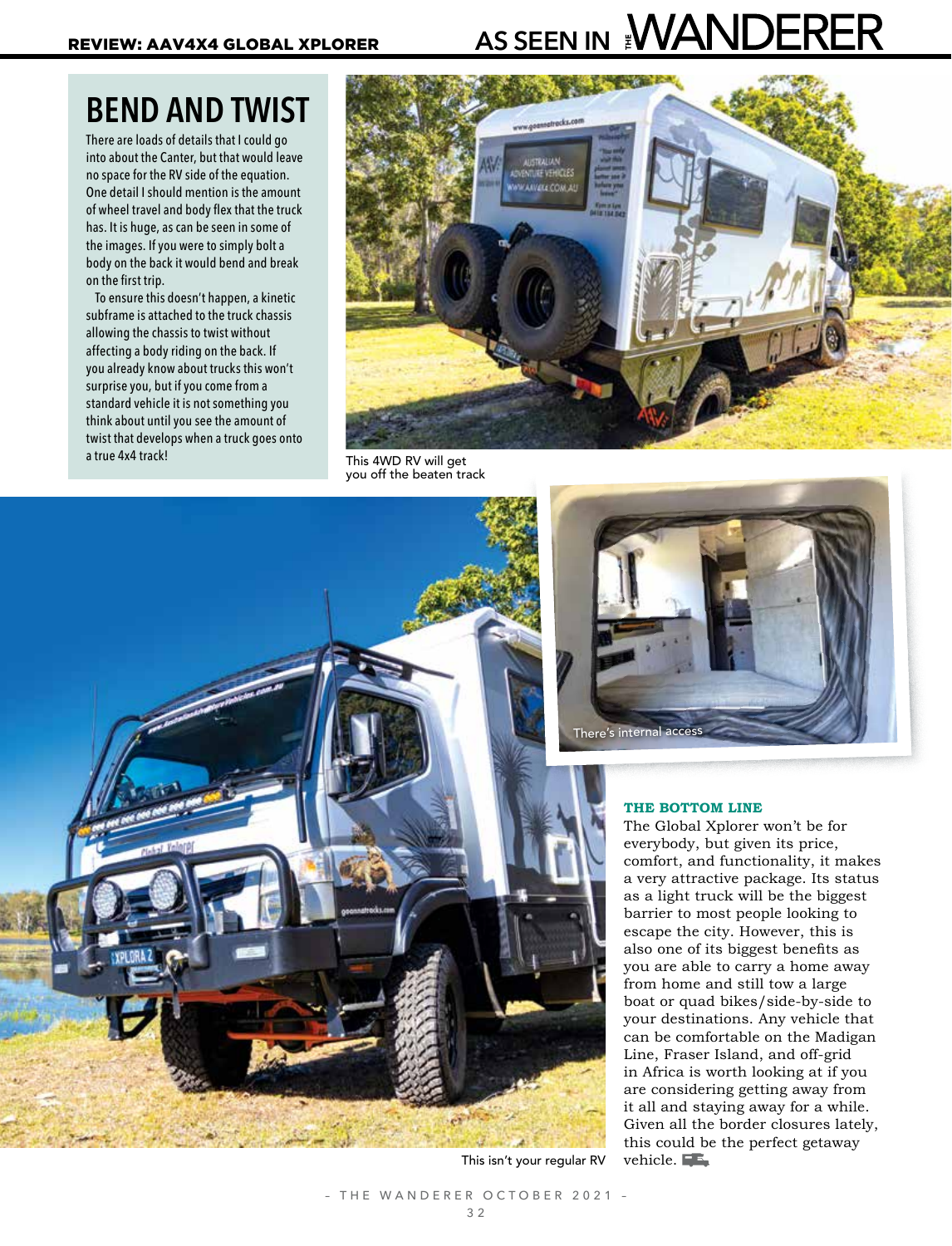## BEND AND TWIST

There are loads of details that I could go into about the Canter, but that would leave no space for the RV side of the equation. One detail I should mention is the amount of wheel travel and body flex that the truck has. It is huge, as can be seen in some of the images. If you were to simply bolt a body on the back it would bend and break on the first trip.

To ensure this doesn't happen, a kinetic subframe is attached to the truck chassis allowing the chassis to twist without affecting a body riding on the back. If you already know about trucks this won't surprise you, but if you come from a standard vehicle it is not something you think about until you see the amount of twist that develops when a truck goes onto a true 4x4 track!

This 4WD RV will get you off the beaten track

There's internal access

This isn't your regular RV

### THE BOTTOM LINE

The Global Xplorer won't be for everybody, but given its price, comfort, and functionality, it makes a very attractive package. Its status as a light truck will be the biggest barrier to most people looking to escape the city. However, this is also one of its biggest benefits as you are able to carry a home away from home and still tow a large boat or quad bikes/side-by-side to your destinations. Any vehicle that can be comfortable on the Madigan Line, Fraser Island, and off-grid in Africa is worth looking at if you are considering getting away from it all and staying away for a while. Given all the border closures lately, this could be the perfect getaway vehicle.